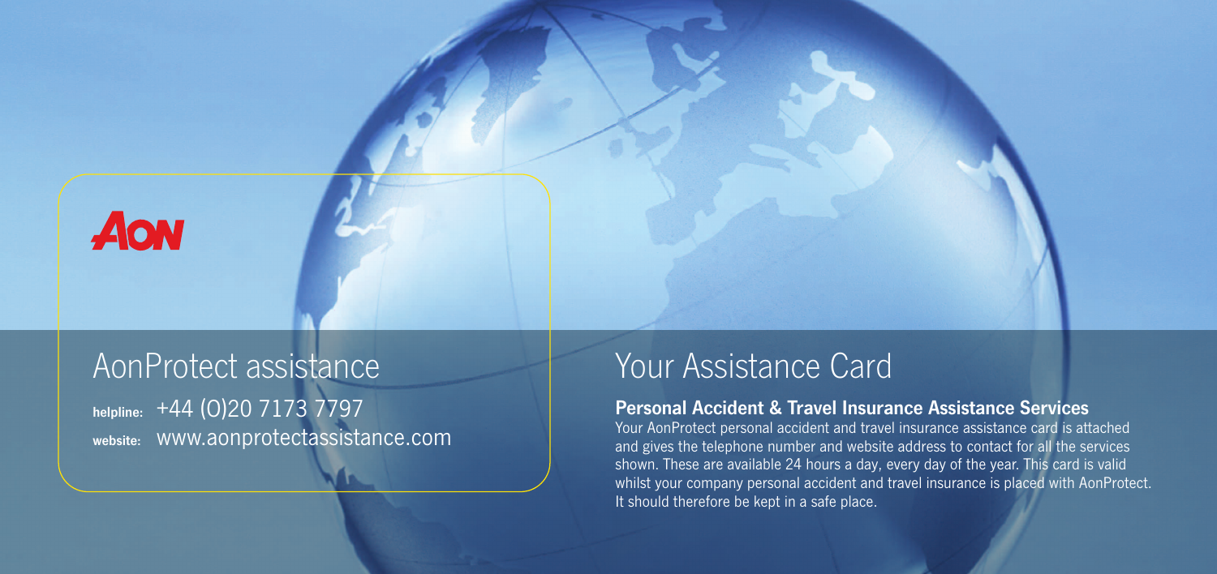AON

## AonProtect assistance

**helpline:** +44 (0)20 7173 7797

**website:** www.aonprotectassistance.com

# Your Assistance Card

### Personal Accident & Travel Insurance Assistance Services

Your AonProtect personal accident and travel insurance assistance card is attached and gives the telephone number and website address to contact for all the services shown. These are available 24 hours a day, every day of the year. This card is valid whilst your company personal accident and travel insurance is placed with AonProtect. It should therefore be kept in a safe place.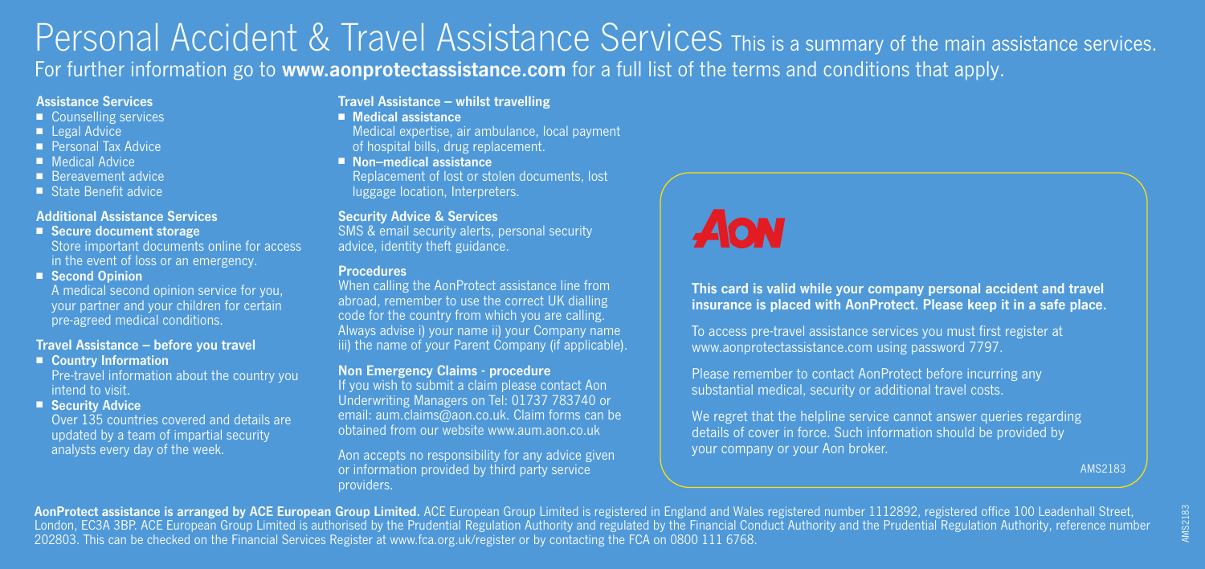# Personal Accident & Travel Assistance Services

This is a summary of the main assistance services. For further information go to **www.aonprotectassistance.com** for a full list of the terms and conditions that apply.

### Assistance Services

- Counselling services
- Legal Advice
- Personal Tax Advice
- Medical Advice
- Bereavement advice
- State Benefit advice

### Additional Assistance Services

- **Secure document storage**
  Store important documents online for access in the event of loss or an emergency.
- **Second Opinion**
  A medical second opinion service for you, your partner and your children for certain pre-agreed medical conditions.

### Travel Assistance – before you travel

- **Country Information**
  Pre-travel information about the country you intend to visit.
- **Security Advice**
  Over 135 countries covered and details are updated by a team of impartial security analysts every day of the week.

### Travel Assistance – whilst travelling

- **Medical assistance**
  Medical expertise, air ambulance, local payment of hospital bills, drug replacement.
- **Non–medical assistance**
  Replacement of lost or stolen documents, lost luggage location, Interpreters.

### Security Advice & Services

SMS & email security alerts, personal security advice, identity theft guidance.

### Procedures

When calling the AonProtect assistance line from abroad, remember to use the correct UK dialling code for the country from which you are calling. Always advise i) your name ii) your Company name iii) the name of your Parent Company (if applicable).

### Non Emergency Claims - procedure

If you wish to submit a claim please contact Aon Underwriting Managers on Tel: 01737 783740 or email: aum.claims@aon.co.uk. Claim forms can be obtained from our website www.aum.aon.co.uk

Aon accepts no responsibility for any advice given or information provided by third party service providers.

AON

**This card is valid while your company personal accident and travel insurance is placed with AonProtect. Please keep it in a safe place.**

To access pre-travel assistance services you must first register at www.aonprotectassistance.com using password 7797.

Please remember to contact AonProtect before incurring any substantial medical, security or additional travel costs.

We regret that the helpline service cannot answer queries regarding details of cover in force. Such information should be provided by your company or your Aon broker.

AMS2183

**AonProtect assistance is arranged by ACE European Group Limited.** ACE European Group Limited is registered in England and Wales registered number 1112892, registered office 100 Leadenhall Street, London, EC3A 3BP. ACE European Group Limited is authorised by the Prudential Regulation Authority and regulated by the Financial Conduct Authority and the Prudential Regulation Authority, reference number 202803. This can be checked on the Financial Services Register at www.fca.org.uk/register or by contacting the FCA on 0800 111 6768.

AMS2183